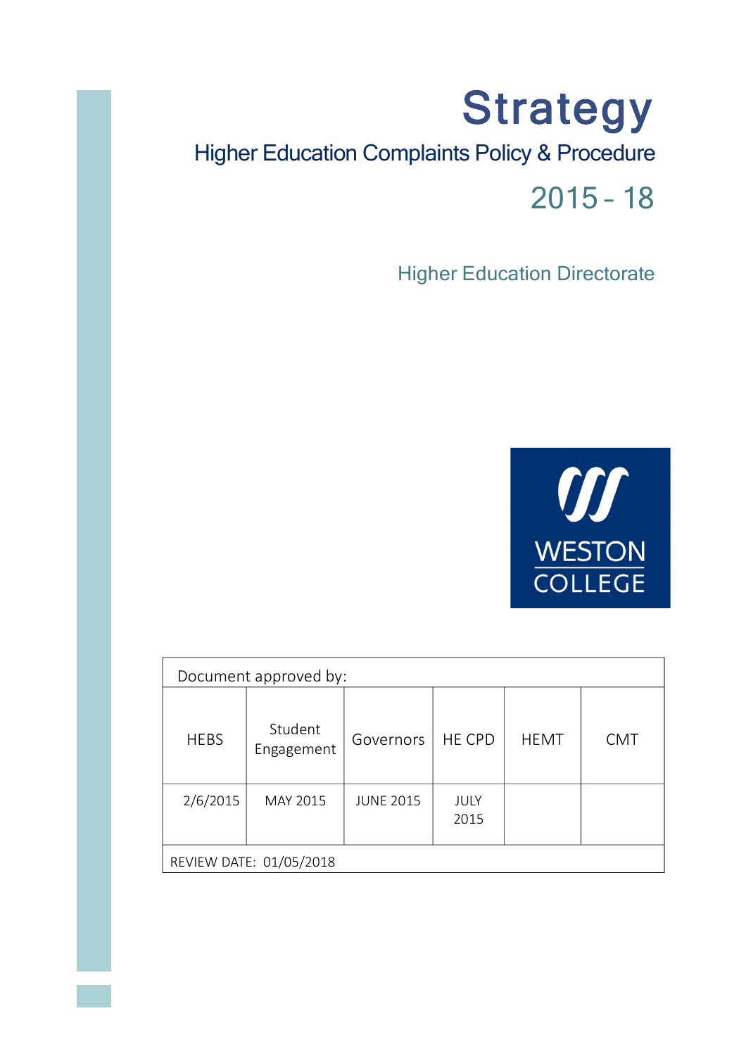# Strategy

## Higher Education Complaints Policy & Procedure

## 2015 – 18

### Higher Education Directorate

WESTON COLLEGE

| Document approved by: | | | | | |
|---|---|---|---|---|---|
| HEBS | Student Engagement | Governors | HE CPD | HEMT | CMT |
| 2/6/2015 | MAY 2015 | JUNE 2015 | JULY 2015 | | |
| REVIEW DATE: 01/05/2018 | | | | | |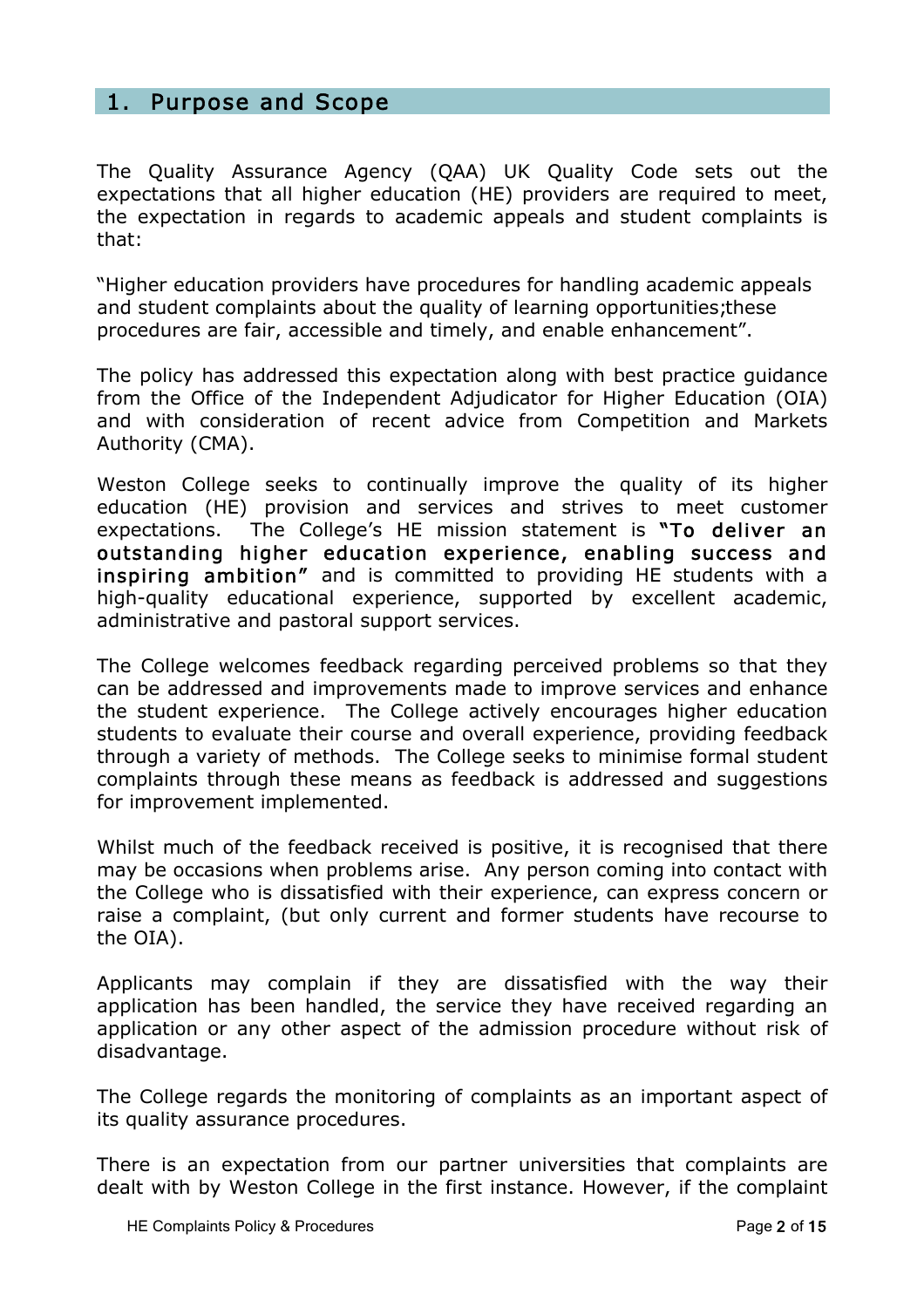## 1. Purpose and Scope

The Quality Assurance Agency (QAA) UK Quality Code sets out the expectations that all higher education (HE) providers are required to meet, the expectation in regards to academic appeals and student complaints is that:

"Higher education providers have procedures for handling academic appeals and student complaints about the quality of learning opportunities;these procedures are fair, accessible and timely, and enable enhancement".

The policy has addressed this expectation along with best practice guidance from the Office of the Independent Adjudicator for Higher Education (OIA) and with consideration of recent advice from Competition and Markets Authority (CMA).

Weston College seeks to continually improve the quality of its higher education (HE) provision and services and strives to meet customer expectations. The College's HE mission statement is **"To deliver an outstanding higher education experience, enabling success and inspiring ambition"** and is committed to providing HE students with a high-quality educational experience, supported by excellent academic, administrative and pastoral support services.

The College welcomes feedback regarding perceived problems so that they can be addressed and improvements made to improve services and enhance the student experience. The College actively encourages higher education students to evaluate their course and overall experience, providing feedback through a variety of methods. The College seeks to minimise formal student complaints through these means as feedback is addressed and suggestions for improvement implemented.

Whilst much of the feedback received is positive, it is recognised that there may be occasions when problems arise. Any person coming into contact with the College who is dissatisfied with their experience, can express concern or raise a complaint, (but only current and former students have recourse to the OIA).

Applicants may complain if they are dissatisfied with the way their application has been handled, the service they have received regarding an application or any other aspect of the admission procedure without risk of disadvantage.

The College regards the monitoring of complaints as an important aspect of its quality assurance procedures.

There is an expectation from our partner universities that complaints are dealt with by Weston College in the first instance. However, if the complaint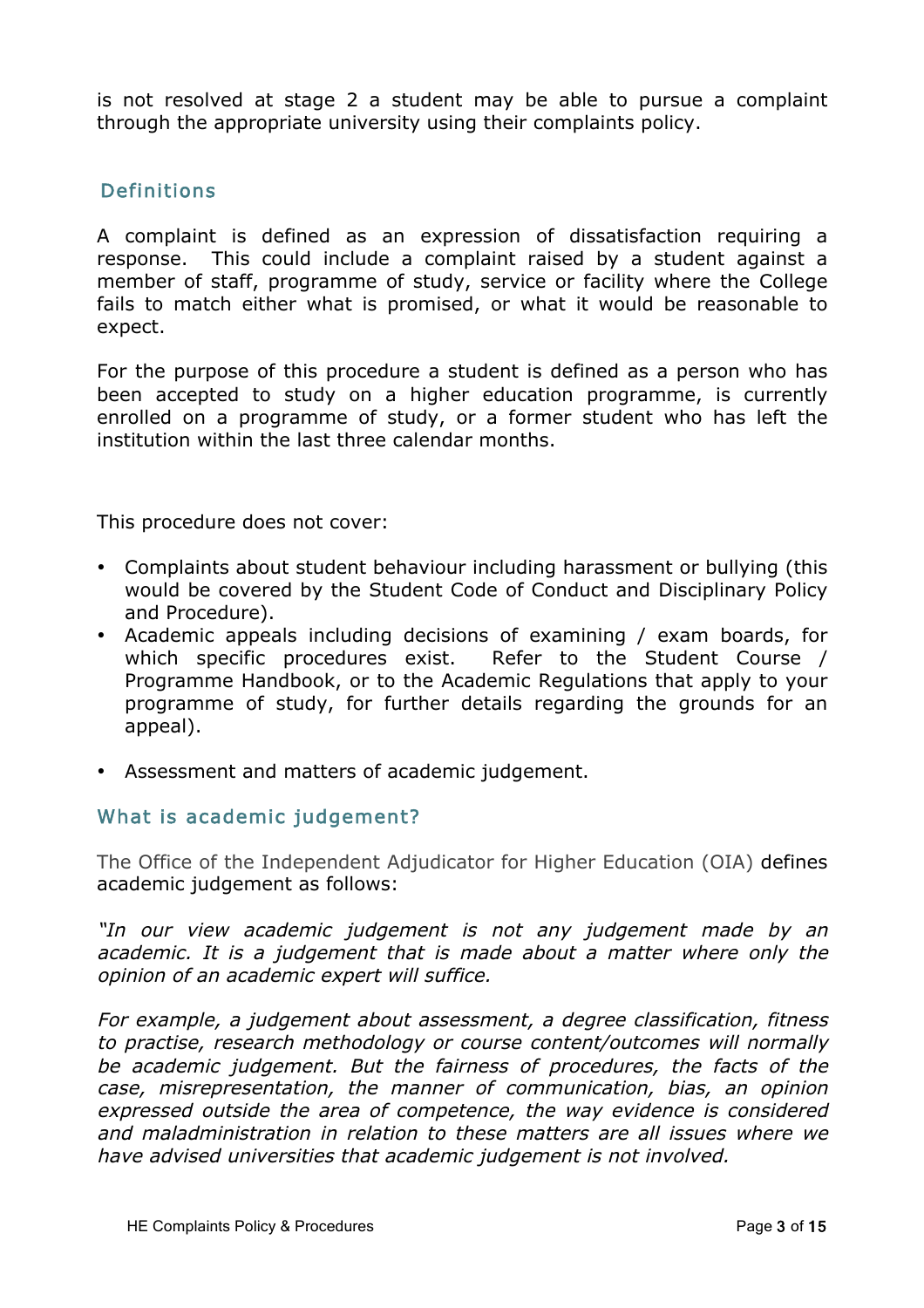is not resolved at stage 2 a student may be able to pursue a complaint through the appropriate university using their complaints policy.

## Definitions

A complaint is defined as an expression of dissatisfaction requiring a response. This could include a complaint raised by a student against a member of staff, programme of study, service or facility where the College fails to match either what is promised, or what it would be reasonable to expect.

For the purpose of this procedure a student is defined as a person who has been accepted to study on a higher education programme, is currently enrolled on a programme of study, or a former student who has left the institution within the last three calendar months.

This procedure does not cover:

- Complaints about student behaviour including harassment or bullying (this would be covered by the Student Code of Conduct and Disciplinary Policy and Procedure).
- Academic appeals including decisions of examining / exam boards, for which specific procedures exist. Refer to the Student Course / Programme Handbook, or to the Academic Regulations that apply to your programme of study, for further details regarding the grounds for an appeal).
- Assessment and matters of academic judgement.

## What is academic judgement?

The Office of the Independent Adjudicator for Higher Education (OIA) defines academic judgement as follows:

*"In our view academic judgement is not any judgement made by an academic. It is a judgement that is made about a matter where only the opinion of an academic expert will suffice.*

*For example, a judgement about assessment, a degree classification, fitness to practise, research methodology or course content/outcomes will normally be academic judgement. But the fairness of procedures, the facts of the case, misrepresentation, the manner of communication, bias, an opinion expressed outside the area of competence, the way evidence is considered and maladministration in relation to these matters are all issues where we have advised universities that academic judgement is not involved.*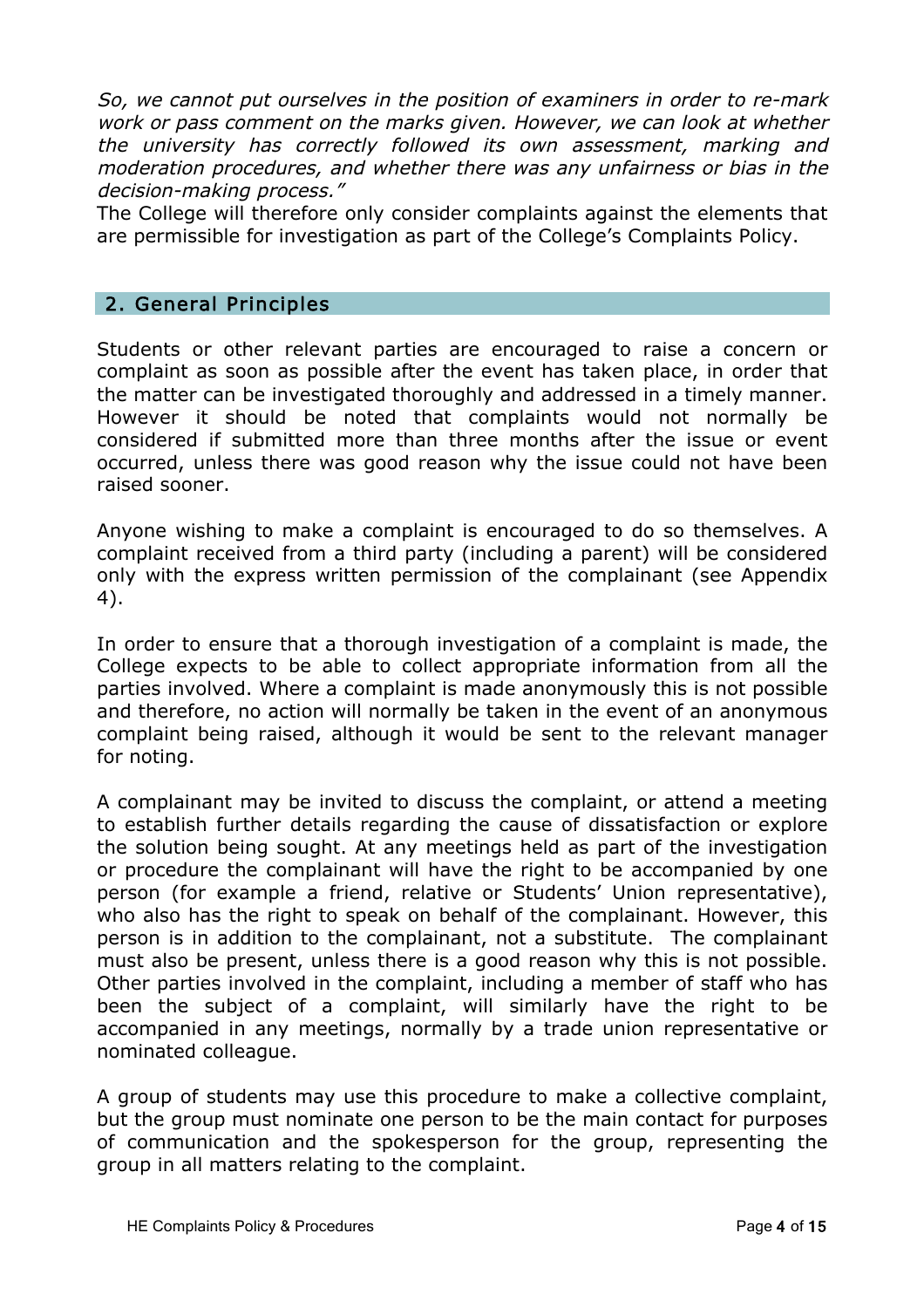*So, we cannot put ourselves in the position of examiners in order to re-mark work or pass comment on the marks given. However, we can look at whether the university has correctly followed its own assessment, marking and moderation procedures, and whether there was any unfairness or bias in the decision-making process."*

The College will therefore only consider complaints against the elements that are permissible for investigation as part of the College's Complaints Policy.

## 2. General Principles

Students or other relevant parties are encouraged to raise a concern or complaint as soon as possible after the event has taken place, in order that the matter can be investigated thoroughly and addressed in a timely manner. However it should be noted that complaints would not normally be considered if submitted more than three months after the issue or event occurred, unless there was good reason why the issue could not have been raised sooner.

Anyone wishing to make a complaint is encouraged to do so themselves. A complaint received from a third party (including a parent) will be considered only with the express written permission of the complainant (see Appendix 4).

In order to ensure that a thorough investigation of a complaint is made, the College expects to be able to collect appropriate information from all the parties involved. Where a complaint is made anonymously this is not possible and therefore, no action will normally be taken in the event of an anonymous complaint being raised, although it would be sent to the relevant manager for noting.

A complainant may be invited to discuss the complaint, or attend a meeting to establish further details regarding the cause of dissatisfaction or explore the solution being sought. At any meetings held as part of the investigation or procedure the complainant will have the right to be accompanied by one person (for example a friend, relative or Students' Union representative), who also has the right to speak on behalf of the complainant. However, this person is in addition to the complainant, not a substitute. The complainant must also be present, unless there is a good reason why this is not possible. Other parties involved in the complaint, including a member of staff who has been the subject of a complaint, will similarly have the right to be accompanied in any meetings, normally by a trade union representative or nominated colleague.

A group of students may use this procedure to make a collective complaint, but the group must nominate one person to be the main contact for purposes of communication and the spokesperson for the group, representing the group in all matters relating to the complaint.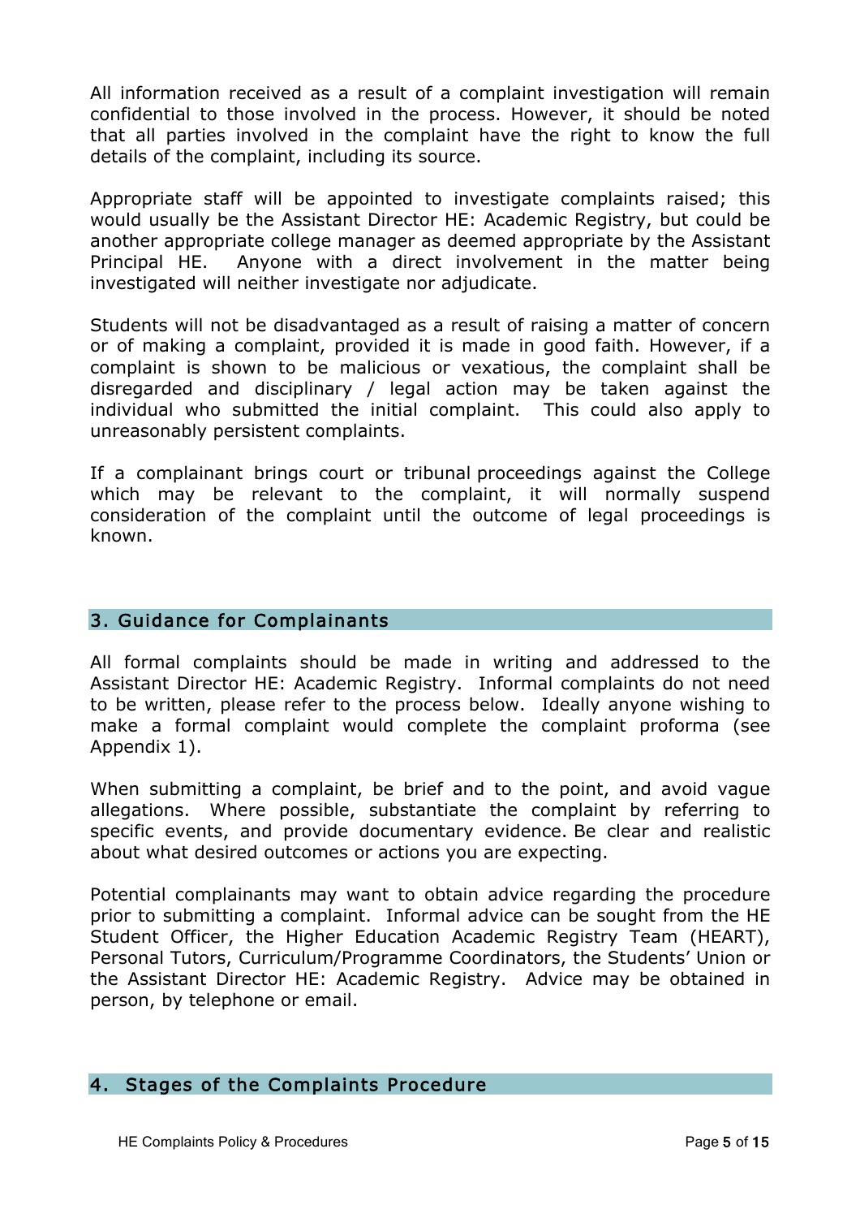All information received as a result of a complaint investigation will remain confidential to those involved in the process. However, it should be noted that all parties involved in the complaint have the right to know the full details of the complaint, including its source.

Appropriate staff will be appointed to investigate complaints raised; this would usually be the Assistant Director HE: Academic Registry, but could be another appropriate college manager as deemed appropriate by the Assistant Principal HE. Anyone with a direct involvement in the matter being investigated will neither investigate nor adjudicate.

Students will not be disadvantaged as a result of raising a matter of concern or of making a complaint, provided it is made in good faith. However, if a complaint is shown to be malicious or vexatious, the complaint shall be disregarded and disciplinary / legal action may be taken against the individual who submitted the initial complaint. This could also apply to unreasonably persistent complaints.

If a complainant brings court or tribunal proceedings against the College which may be relevant to the complaint, it will normally suspend consideration of the complaint until the outcome of legal proceedings is known.

## 3. Guidance for Complainants

All formal complaints should be made in writing and addressed to the Assistant Director HE: Academic Registry. Informal complaints do not need to be written, please refer to the process below. Ideally anyone wishing to make a formal complaint would complete the complaint proforma (see Appendix 1).

When submitting a complaint, be brief and to the point, and avoid vague allegations. Where possible, substantiate the complaint by referring to specific events, and provide documentary evidence. Be clear and realistic about what desired outcomes or actions you are expecting.

Potential complainants may want to obtain advice regarding the procedure prior to submitting a complaint. Informal advice can be sought from the HE Student Officer, the Higher Education Academic Registry Team (HEART), Personal Tutors, Curriculum/Programme Coordinators, the Students' Union or the Assistant Director HE: Academic Registry. Advice may be obtained in person, by telephone or email.

## 4. Stages of the Complaints Procedure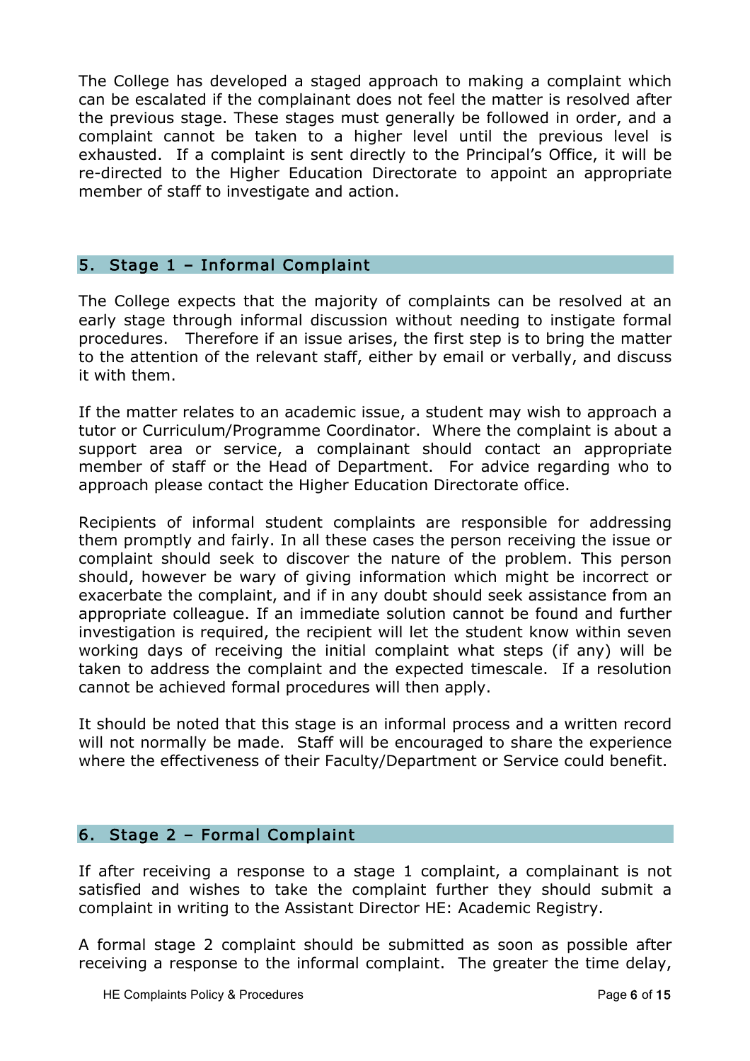The College has developed a staged approach to making a complaint which can be escalated if the complainant does not feel the matter is resolved after the previous stage. These stages must generally be followed in order, and a complaint cannot be taken to a higher level until the previous level is exhausted. If a complaint is sent directly to the Principal's Office, it will be re-directed to the Higher Education Directorate to appoint an appropriate member of staff to investigate and action.

## 5. Stage 1 – Informal Complaint

The College expects that the majority of complaints can be resolved at an early stage through informal discussion without needing to instigate formal procedures. Therefore if an issue arises, the first step is to bring the matter to the attention of the relevant staff, either by email or verbally, and discuss it with them.

If the matter relates to an academic issue, a student may wish to approach a tutor or Curriculum/Programme Coordinator. Where the complaint is about a support area or service, a complainant should contact an appropriate member of staff or the Head of Department. For advice regarding who to approach please contact the Higher Education Directorate office.

Recipients of informal student complaints are responsible for addressing them promptly and fairly. In all these cases the person receiving the issue or complaint should seek to discover the nature of the problem. This person should, however be wary of giving information which might be incorrect or exacerbate the complaint, and if in any doubt should seek assistance from an appropriate colleague. If an immediate solution cannot be found and further investigation is required, the recipient will let the student know within seven working days of receiving the initial complaint what steps (if any) will be taken to address the complaint and the expected timescale. If a resolution cannot be achieved formal procedures will then apply.

It should be noted that this stage is an informal process and a written record will not normally be made. Staff will be encouraged to share the experience where the effectiveness of their Faculty/Department or Service could benefit.

## 6. Stage 2 – Formal Complaint

If after receiving a response to a stage 1 complaint, a complainant is not satisfied and wishes to take the complaint further they should submit a complaint in writing to the Assistant Director HE: Academic Registry.

A formal stage 2 complaint should be submitted as soon as possible after receiving a response to the informal complaint. The greater the time delay,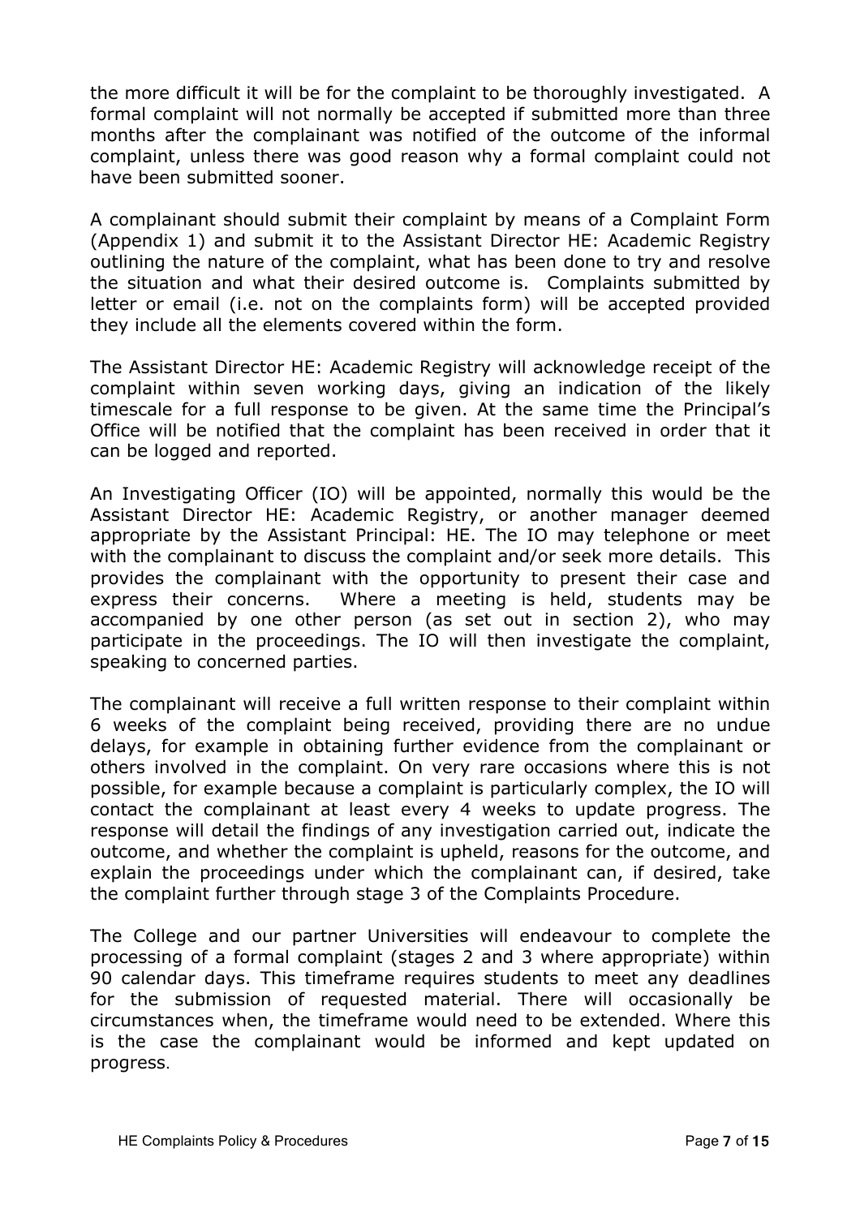the more difficult it will be for the complaint to be thoroughly investigated. A formal complaint will not normally be accepted if submitted more than three months after the complainant was notified of the outcome of the informal complaint, unless there was good reason why a formal complaint could not have been submitted sooner.

A complainant should submit their complaint by means of a Complaint Form (Appendix 1) and submit it to the Assistant Director HE: Academic Registry outlining the nature of the complaint, what has been done to try and resolve the situation and what their desired outcome is. Complaints submitted by letter or email (i.e. not on the complaints form) will be accepted provided they include all the elements covered within the form.

The Assistant Director HE: Academic Registry will acknowledge receipt of the complaint within seven working days, giving an indication of the likely timescale for a full response to be given. At the same time the Principal's Office will be notified that the complaint has been received in order that it can be logged and reported.

An Investigating Officer (IO) will be appointed, normally this would be the Assistant Director HE: Academic Registry, or another manager deemed appropriate by the Assistant Principal: HE. The IO may telephone or meet with the complainant to discuss the complaint and/or seek more details. This provides the complainant with the opportunity to present their case and express their concerns. Where a meeting is held, students may be accompanied by one other person (as set out in section 2), who may participate in the proceedings. The IO will then investigate the complaint, speaking to concerned parties.

The complainant will receive a full written response to their complaint within 6 weeks of the complaint being received, providing there are no undue delays, for example in obtaining further evidence from the complainant or others involved in the complaint. On very rare occasions where this is not possible, for example because a complaint is particularly complex, the IO will contact the complainant at least every 4 weeks to update progress. The response will detail the findings of any investigation carried out, indicate the outcome, and whether the complaint is upheld, reasons for the outcome, and explain the proceedings under which the complainant can, if desired, take the complaint further through stage 3 of the Complaints Procedure.

The College and our partner Universities will endeavour to complete the processing of a formal complaint (stages 2 and 3 where appropriate) within 90 calendar days. This timeframe requires students to meet any deadlines for the submission of requested material. There will occasionally be circumstances when, the timeframe would need to be extended. Where this is the case the complainant would be informed and kept updated on progress.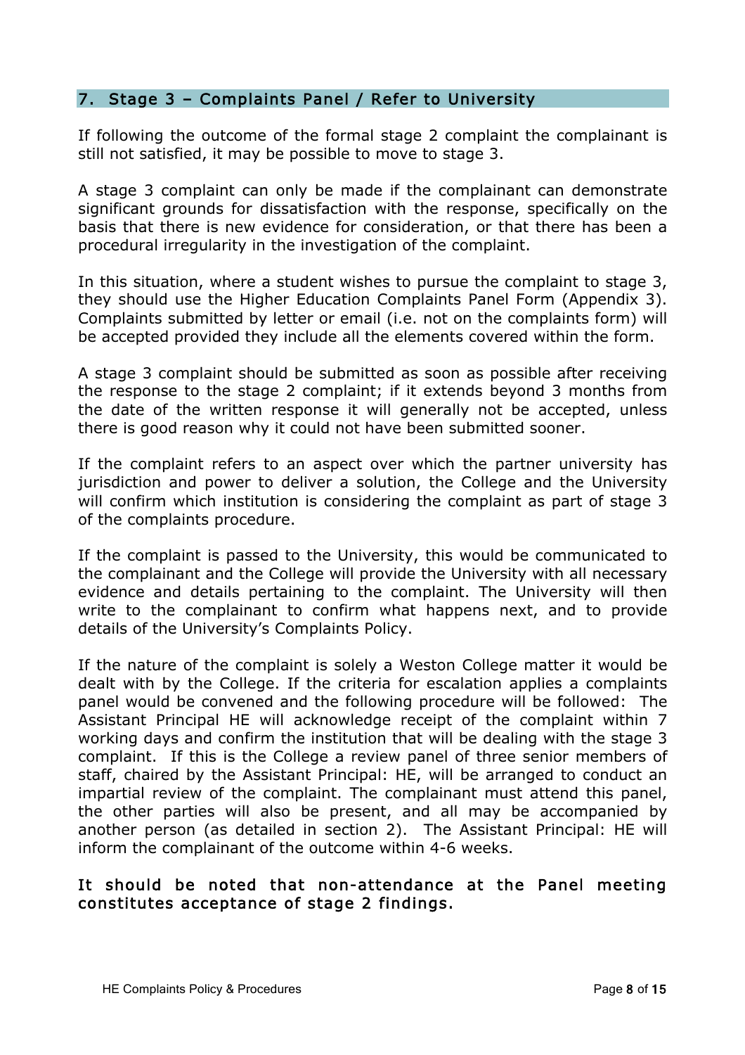## 7. Stage 3 – Complaints Panel / Refer to University

If following the outcome of the formal stage 2 complaint the complainant is still not satisfied, it may be possible to move to stage 3.

A stage 3 complaint can only be made if the complainant can demonstrate significant grounds for dissatisfaction with the response, specifically on the basis that there is new evidence for consideration, or that there has been a procedural irregularity in the investigation of the complaint.

In this situation, where a student wishes to pursue the complaint to stage 3, they should use the Higher Education Complaints Panel Form (Appendix 3). Complaints submitted by letter or email (i.e. not on the complaints form) will be accepted provided they include all the elements covered within the form.

A stage 3 complaint should be submitted as soon as possible after receiving the response to the stage 2 complaint; if it extends beyond 3 months from the date of the written response it will generally not be accepted, unless there is good reason why it could not have been submitted sooner.

If the complaint refers to an aspect over which the partner university has jurisdiction and power to deliver a solution, the College and the University will confirm which institution is considering the complaint as part of stage 3 of the complaints procedure.

If the complaint is passed to the University, this would be communicated to the complainant and the College will provide the University with all necessary evidence and details pertaining to the complaint. The University will then write to the complainant to confirm what happens next, and to provide details of the University's Complaints Policy.

If the nature of the complaint is solely a Weston College matter it would be dealt with by the College. If the criteria for escalation applies a complaints panel would be convened and the following procedure will be followed: The Assistant Principal HE will acknowledge receipt of the complaint within 7 working days and confirm the institution that will be dealing with the stage 3 complaint. If this is the College a review panel of three senior members of staff, chaired by the Assistant Principal: HE, will be arranged to conduct an impartial review of the complaint. The complainant must attend this panel, the other parties will also be present, and all may be accompanied by another person (as detailed in section 2). The Assistant Principal: HE will inform the complainant of the outcome within 4-6 weeks.

**It should be noted that non-attendance at the Panel meeting constitutes acceptance of stage 2 findings.**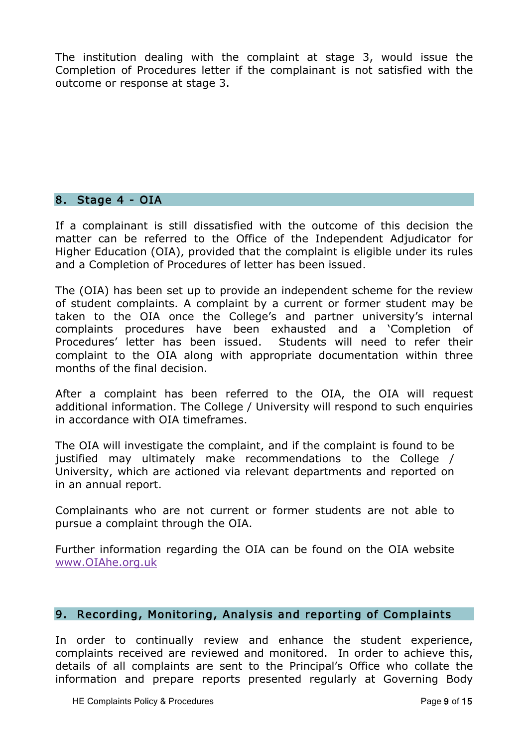The institution dealing with the complaint at stage 3, would issue the Completion of Procedures letter if the complainant is not satisfied with the outcome or response at stage 3.

## 8. Stage 4 - OIA

If a complainant is still dissatisfied with the outcome of this decision the matter can be referred to the Office of the Independent Adjudicator for Higher Education (OIA), provided that the complaint is eligible under its rules and a Completion of Procedures of letter has been issued.

The (OIA) has been set up to provide an independent scheme for the review of student complaints. A complaint by a current or former student may be taken to the OIA once the College's and partner university's internal complaints procedures have been exhausted and a 'Completion of Procedures' letter has been issued. Students will need to refer their complaint to the OIA along with appropriate documentation within three months of the final decision.

After a complaint has been referred to the OIA, the OIA will request additional information. The College / University will respond to such enquiries in accordance with OIA timeframes.

The OIA will investigate the complaint, and if the complaint is found to be justified may ultimately make recommendations to the College / University, which are actioned via relevant departments and reported on in an annual report.

Complainants who are not current or former students are not able to pursue a complaint through the OIA.

Further information regarding the OIA can be found on the OIA website [www.OIAhe.org.uk](http://www.OIAhe.org.uk)

## 9. Recording, Monitoring, Analysis and reporting of Complaints

In order to continually review and enhance the student experience, complaints received are reviewed and monitored. In order to achieve this, details of all complaints are sent to the Principal's Office who collate the information and prepare reports presented regularly at Governing Body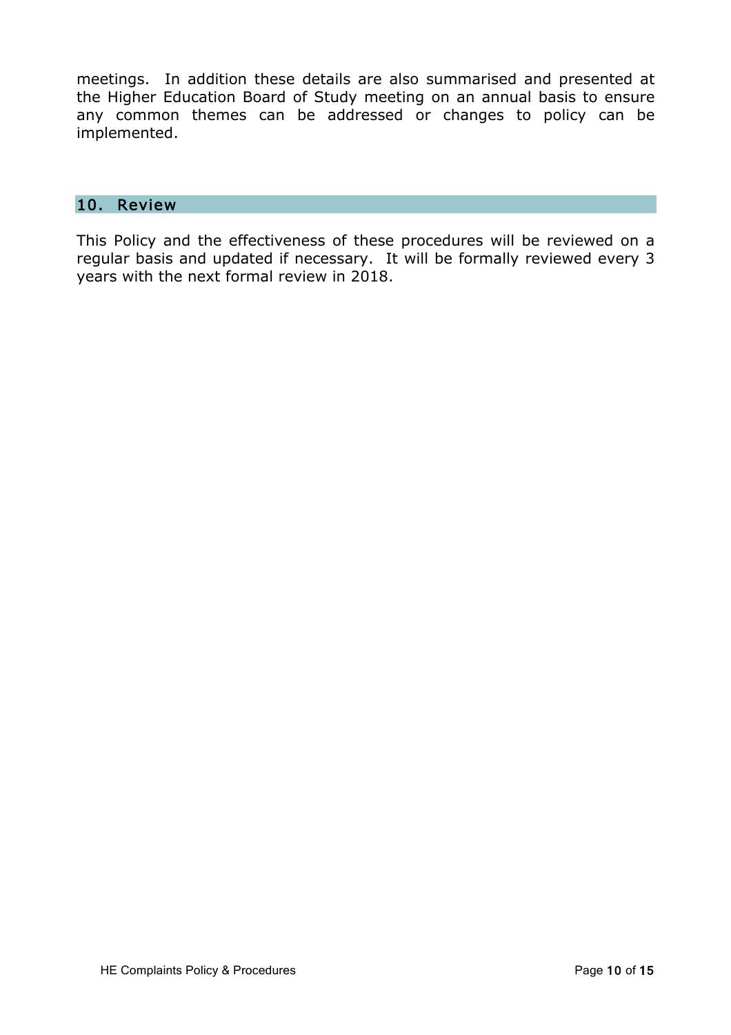meetings. In addition these details are also summarised and presented at the Higher Education Board of Study meeting on an annual basis to ensure any common themes can be addressed or changes to policy can be implemented.

## 10. Review

This Policy and the effectiveness of these procedures will be reviewed on a regular basis and updated if necessary. It will be formally reviewed every 3 years with the next formal review in 2018.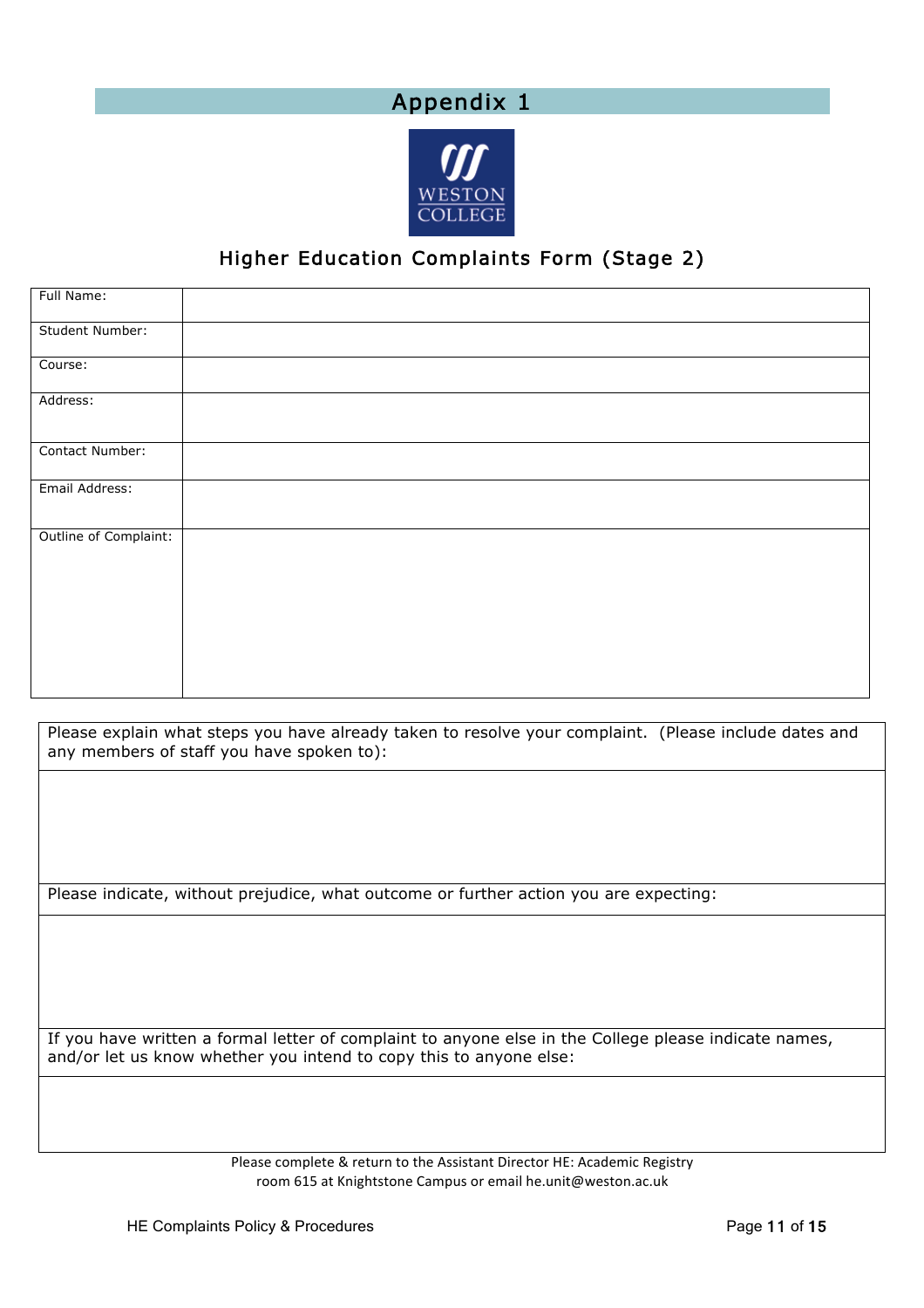# Appendix 1

WESTON COLLEGE

## Higher Education Complaints Form (Stage 2)

| Field | |
|---|---|
| Full Name: | |
| Student Number: | |
| Course: | |
| Address: | |
| Contact Number: | |
| Email Address: | |
| Outline of Complaint: | |

| |
|---|
| Please explain what steps you have already taken to resolve your complaint. (Please include dates and any members of staff you have spoken to): |
| |
| Please indicate, without prejudice, what outcome or further action you are expecting: |
| |
| If you have written a formal letter of complaint to anyone else in the College please indicate names, and/or let us know whether you intend to copy this to anyone else: |
| |

Please complete & return to the Assistant Director HE: Academic Registry room 615 at Knightstone Campus or email he.unit@weston.ac.uk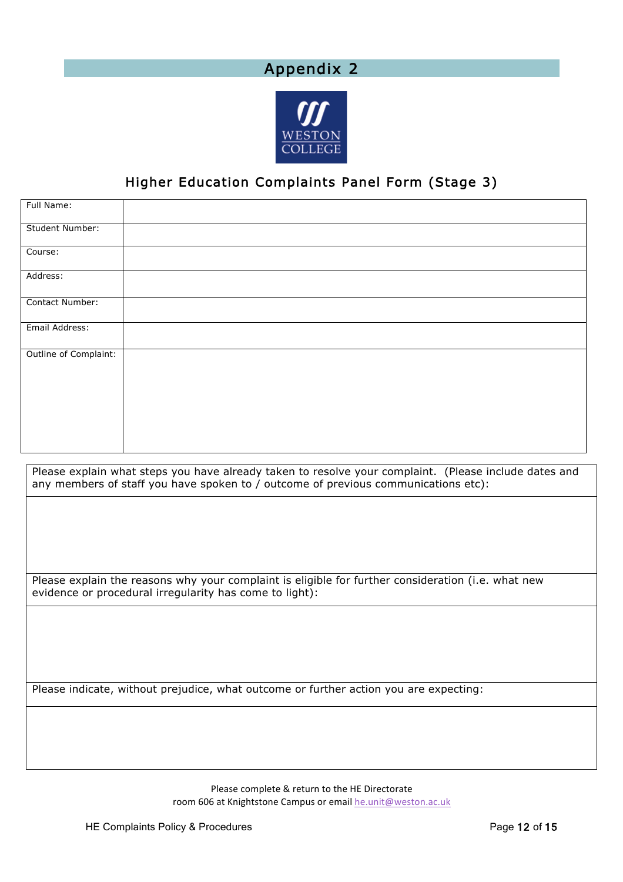# Appendix 2

## Higher Education Complaints Panel Form (Stage 3)

| Full Name: | |
|---|---|
| Student Number: | |
| Course: | |
| Address: | |
| Contact Number: | |
| Email Address: | |
| Outline of Complaint: | |

| Please explain what steps you have already taken to resolve your complaint. (Please include dates and any members of staff you have spoken to / outcome of previous communications etc): |
|---|
| |
| Please explain the reasons why your complaint is eligible for further consideration (i.e. what new evidence or procedural irregularity has come to light): |
| |
| Please indicate, without prejudice, what outcome or further action you are expecting: |
| |

Please complete & return to the HE Directorate
room 606 at Knightstone Campus or email he.unit@weston.ac.uk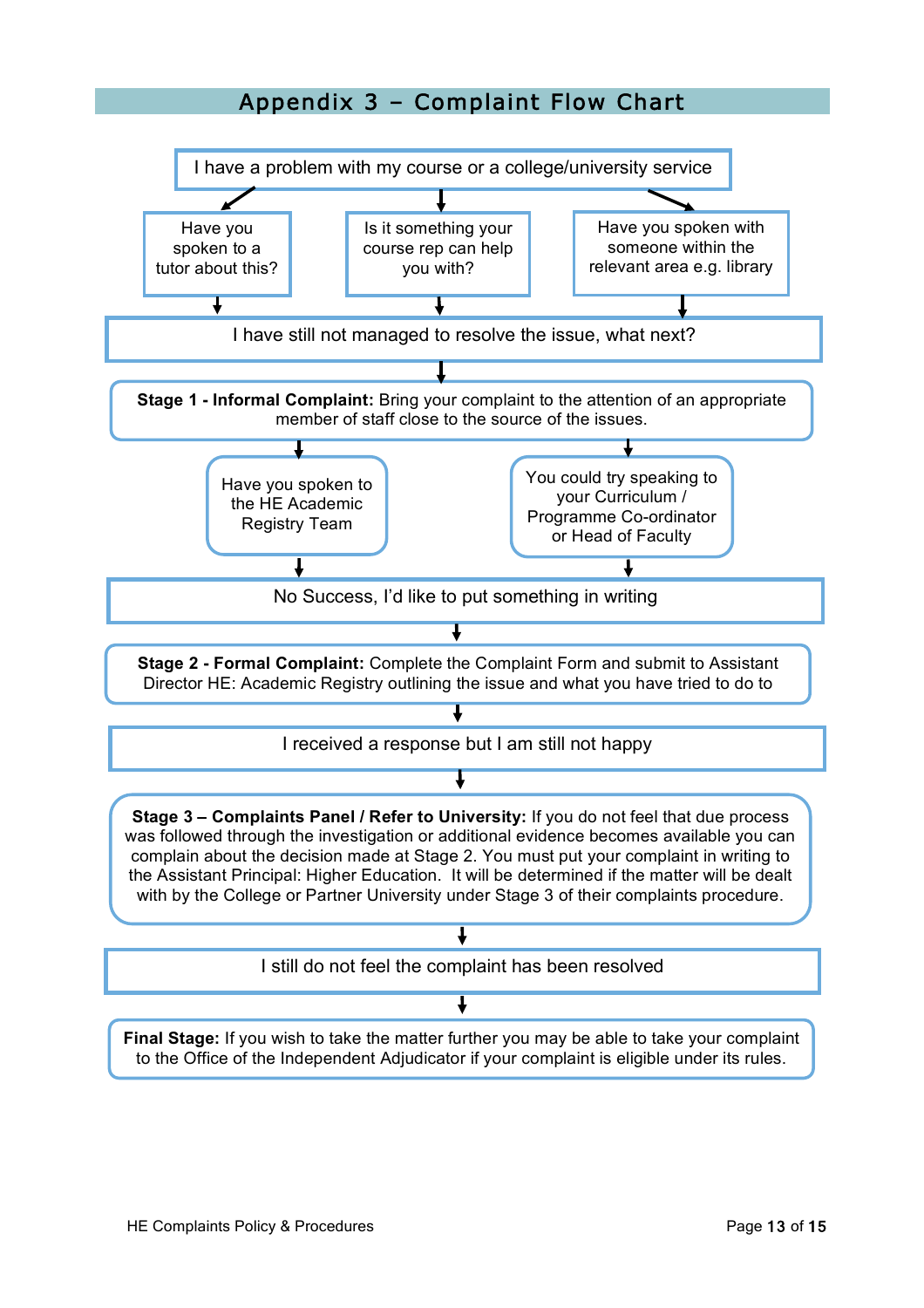## Appendix 3 – Complaint Flow Chart

I have a problem with my course or a college/university service

- Have you spoken to a tutor about this?
- Is it something your course rep can help you with?
- Have you spoken with someone within the relevant area e.g. library

I have still not managed to resolve the issue, what next?

**Stage 1 - Informal Complaint:** Bring your complaint to the attention of an appropriate member of staff close to the source of the issues.

- Have you spoken to the HE Academic Registry Team
- You could try speaking to your Curriculum / Programme Co-ordinator or Head of Faculty

No Success, I'd like to put something in writing

**Stage 2 - Formal Complaint:** Complete the Complaint Form and submit to Assistant Director HE: Academic Registry outlining the issue and what you have tried to do to

I received a response but I am still not happy

**Stage 3 – Complaints Panel / Refer to University:** If you do not feel that due process was followed through the investigation or additional evidence becomes available you can complain about the decision made at Stage 2. You must put your complaint in writing to the Assistant Principal: Higher Education. It will be determined if the matter will be dealt with by the College or Partner University under Stage 3 of their complaints procedure.

I still do not feel the complaint has been resolved

**Final Stage:** If you wish to take the matter further you may be able to take your complaint to the Office of the Independent Adjudicator if your complaint is eligible under its rules.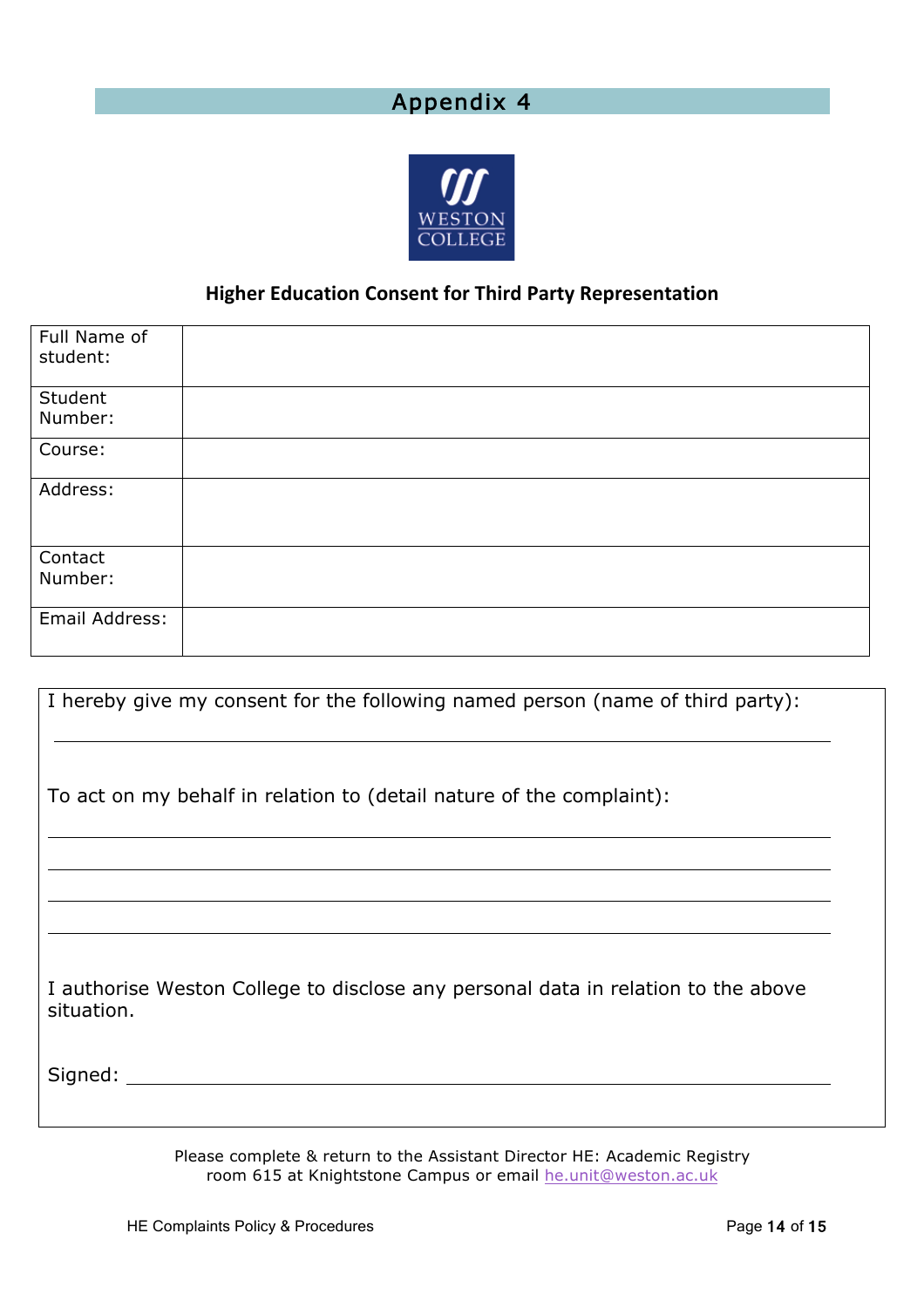# Appendix 4

WESTON COLLEGE

## Higher Education Consent for Third Party Representation

| Full Name of student: | |
|---|---|
| Student Number: | |
| Course: | |
| Address: | |
| Contact Number: | |
| Email Address: | |

I hereby give my consent for the following named person (name of third party):

______________________________________________

To act on my behalf in relation to (detail nature of the complaint):

______________________________________________

______________________________________________

______________________________________________

______________________________________________

I authorise Weston College to disclose any personal data in relation to the above situation.

Signed: ______________________________________

Please complete & return to the Assistant Director HE: Academic Registry room 615 at Knightstone Campus or email he.unit@weston.ac.uk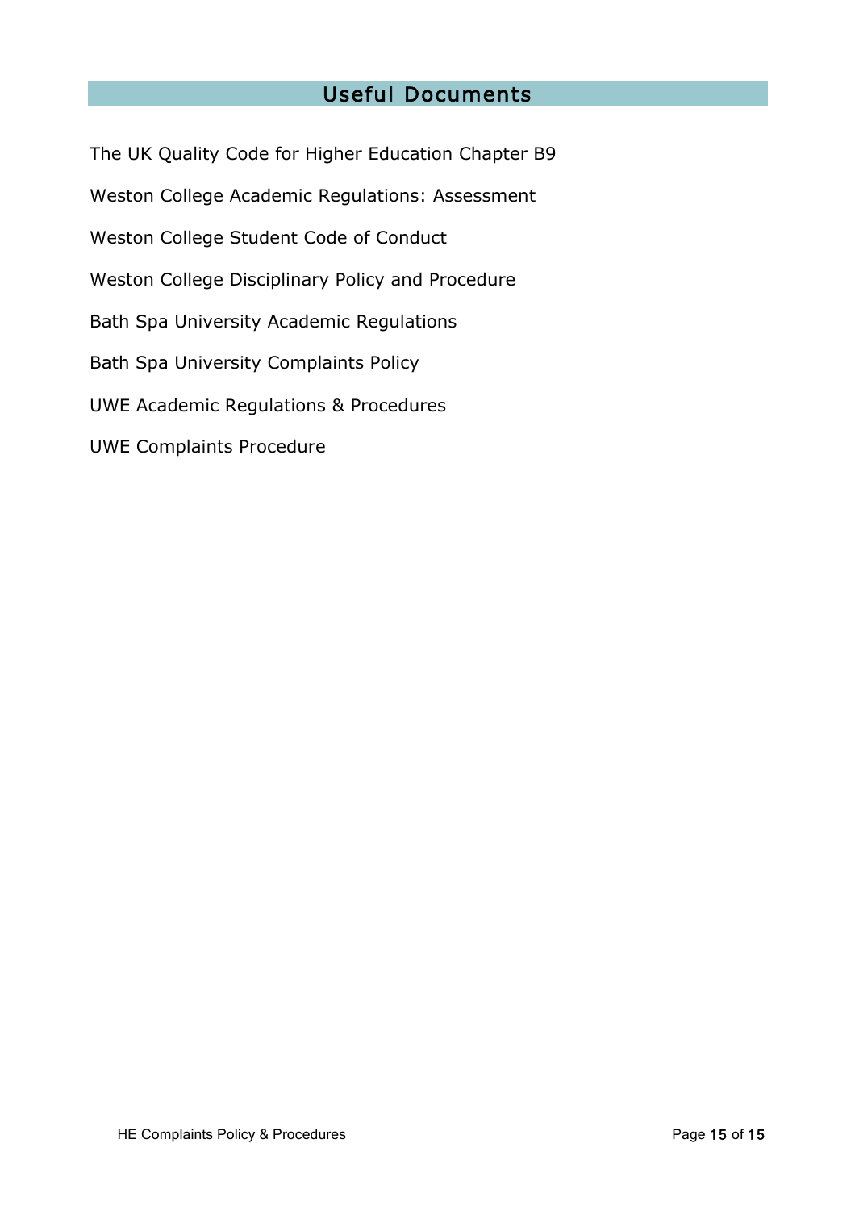## Useful Documents

The UK Quality Code for Higher Education Chapter B9

Weston College Academic Regulations: Assessment

Weston College Student Code of Conduct

Weston College Disciplinary Policy and Procedure

Bath Spa University Academic Regulations

Bath Spa University Complaints Policy

UWE Academic Regulations & Procedures

UWE Complaints Procedure